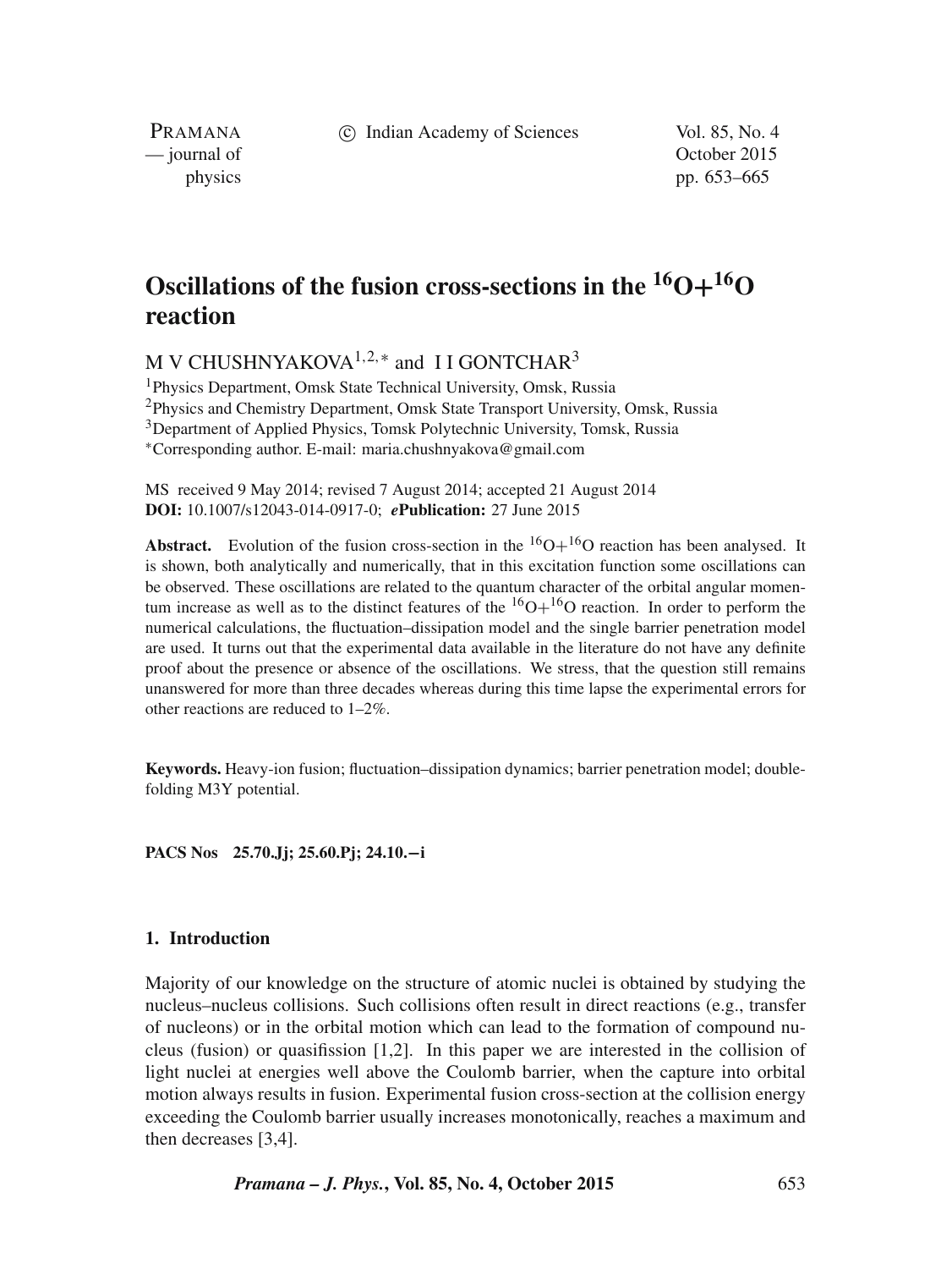# Oscillations of the fusion cross-sections in the $^{16}O+^{16}O$ reaction

M V CHUSHNYAKOVA[1,2,*] and I I GONTCHAR[3]

[1]Physics Department, Omsk State Technical University, Omsk, Russia
[2]Physics and Chemistry Department, Omsk State Transport University, Omsk, Russia
[3]Department of Applied Physics, Tomsk Polytechnic University, Tomsk, Russia
*Corresponding author. E-mail: maria.chushnyakova@gmail.com

MS received 9 May 2014; revised 7 August 2014; accepted 21 August 2014
**DOI:** 10.1007/s12043-014-0917-0; ***e*Publication:** 27 June 2015

**Abstract.** Evolution of the fusion cross-section in the $^{16}O+^{16}O$ reaction has been analysed. It is shown, both analytically and numerically, that in this excitation function some oscillations can be observed. These oscillations are related to the quantum character of the orbital angular momentum increase as well as to the distinct features of the $^{16}O+^{16}O$ reaction. In order to perform the numerical calculations, the fluctuation–dissipation model and the single barrier penetration model are used. It turns out that the experimental data available in the literature do not have any definite proof about the presence or absence of the oscillations. We stress, that the question still remains unanswered for more than three decades whereas during this time lapse the experimental errors for other reactions are reduced to 1–2%.

**Keywords.** Heavy-ion fusion; fluctuation–dissipation dynamics; barrier penetration model; double-folding M3Y potential.

**PACS Nos** 25.70.Jj; 25.60.Pj; 24.10.−i

## 1. Introduction

Majority of our knowledge on the structure of atomic nuclei is obtained by studying the nucleus–nucleus collisions. Such collisions often result in direct reactions (e.g., transfer of nucleons) or in the orbital motion which can lead to the formation of compound nucleus (fusion) or quasifission [1,2]. In this paper we are interested in the collision of light nuclei at energies well above the Coulomb barrier, when the capture into orbital motion always results in fusion. Experimental fusion cross-section at the collision energy exceeding the Coulomb barrier usually increases monotonically, reaches a maximum and then decreases [3,4].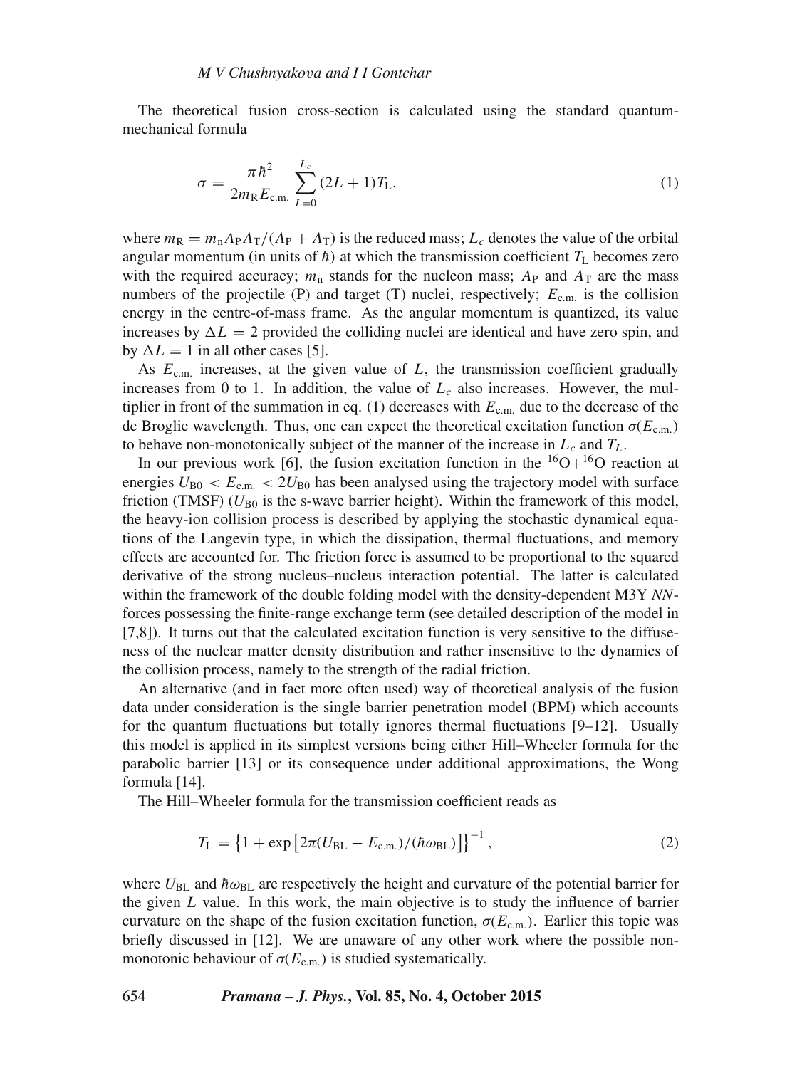The theoretical fusion cross-section is calculated using the standard quantum-mechanical formula

$$\sigma = \frac{\pi \hbar^2}{2m_{\mathrm{R}} E_{\mathrm{c.m.}}} \sum_{L=0}^{L_c} (2L+1) T_{\mathrm{L}}, \tag{1}$$

where $m_{\mathrm{R}} = m_{\mathrm{n}} A_{\mathrm{P}} A_{\mathrm{T}}/(A_{\mathrm{P}} + A_{\mathrm{T}})$ is the reduced mass; $L_c$ denotes the value of the orbital angular momentum (in units of $\hbar$) at which the transmission coefficient $T_{\mathrm{L}}$ becomes zero with the required accuracy; $m_{\mathrm{n}}$ stands for the nucleon mass; $A_{\mathrm{P}}$ and $A_{\mathrm{T}}$ are the mass numbers of the projectile (P) and target (T) nuclei, respectively; $E_{\mathrm{c.m.}}$ is the collision energy in the centre-of-mass frame. As the angular momentum is quantized, its value increases by $\Delta L = 2$ provided the colliding nuclei are identical and have zero spin, and by $\Delta L = 1$ in all other cases [5].

As $E_{\mathrm{c.m.}}$ increases, at the given value of $L$, the transmission coefficient gradually increases from 0 to 1. In addition, the value of $L_c$ also increases. However, the multiplier in front of the summation in eq. (1) decreases with $E_{\mathrm{c.m.}}$ due to the decrease of the de Broglie wavelength. Thus, one can expect the theoretical excitation function $\sigma(E_{\mathrm{c.m.}})$ to behave non-monotonically subject of the manner of the increase in $L_c$ and $T_L$.

In our previous work [6], the fusion excitation function in the $^{16}\mathrm{O}+^{16}\mathrm{O}$ reaction at energies $U_{\mathrm{B0}} < E_{\mathrm{c.m.}} < 2U_{\mathrm{B0}}$ has been analysed using the trajectory model with surface friction (TMSF) ($U_{\mathrm{B0}}$ is the s-wave barrier height). Within the framework of this model, the heavy-ion collision process is described by applying the stochastic dynamical equations of the Langevin type, in which the dissipation, thermal fluctuations, and memory effects are accounted for. The friction force is assumed to be proportional to the squared derivative of the strong nucleus–nucleus interaction potential. The latter is calculated within the framework of the double folding model with the density-dependent M3Y *NN*-forces possessing the finite-range exchange term (see detailed description of the model in [7,8]). It turns out that the calculated excitation function is very sensitive to the diffuseness of the nuclear matter density distribution and rather insensitive to the dynamics of the collision process, namely to the strength of the radial friction.

An alternative (and in fact more often used) way of theoretical analysis of the fusion data under consideration is the single barrier penetration model (BPM) which accounts for the quantum fluctuations but totally ignores thermal fluctuations [9–12]. Usually this model is applied in its simplest versions being either Hill–Wheeler formula for the parabolic barrier [13] or its consequence under additional approximations, the Wong formula [14].

The Hill–Wheeler formula for the transmission coefficient reads as

$$T_{\mathrm{L}} = \left\{1 + \exp\left[2\pi(U_{\mathrm{BL}} - E_{\mathrm{c.m.}})/(\hbar\omega_{\mathrm{BL}})\right]\right\}^{-1}, \tag{2}$$

where $U_{\mathrm{BL}}$ and $\hbar\omega_{\mathrm{BL}}$ are respectively the height and curvature of the potential barrier for the given $L$ value. In this work, the main objective is to study the influence of barrier curvature on the shape of the fusion excitation function, $\sigma(E_{\mathrm{c.m.}})$. Earlier this topic was briefly discussed in [12]. We are unaware of any other work where the possible non-monotonic behaviour of $\sigma(E_{\mathrm{c.m.}})$ is studied systematically.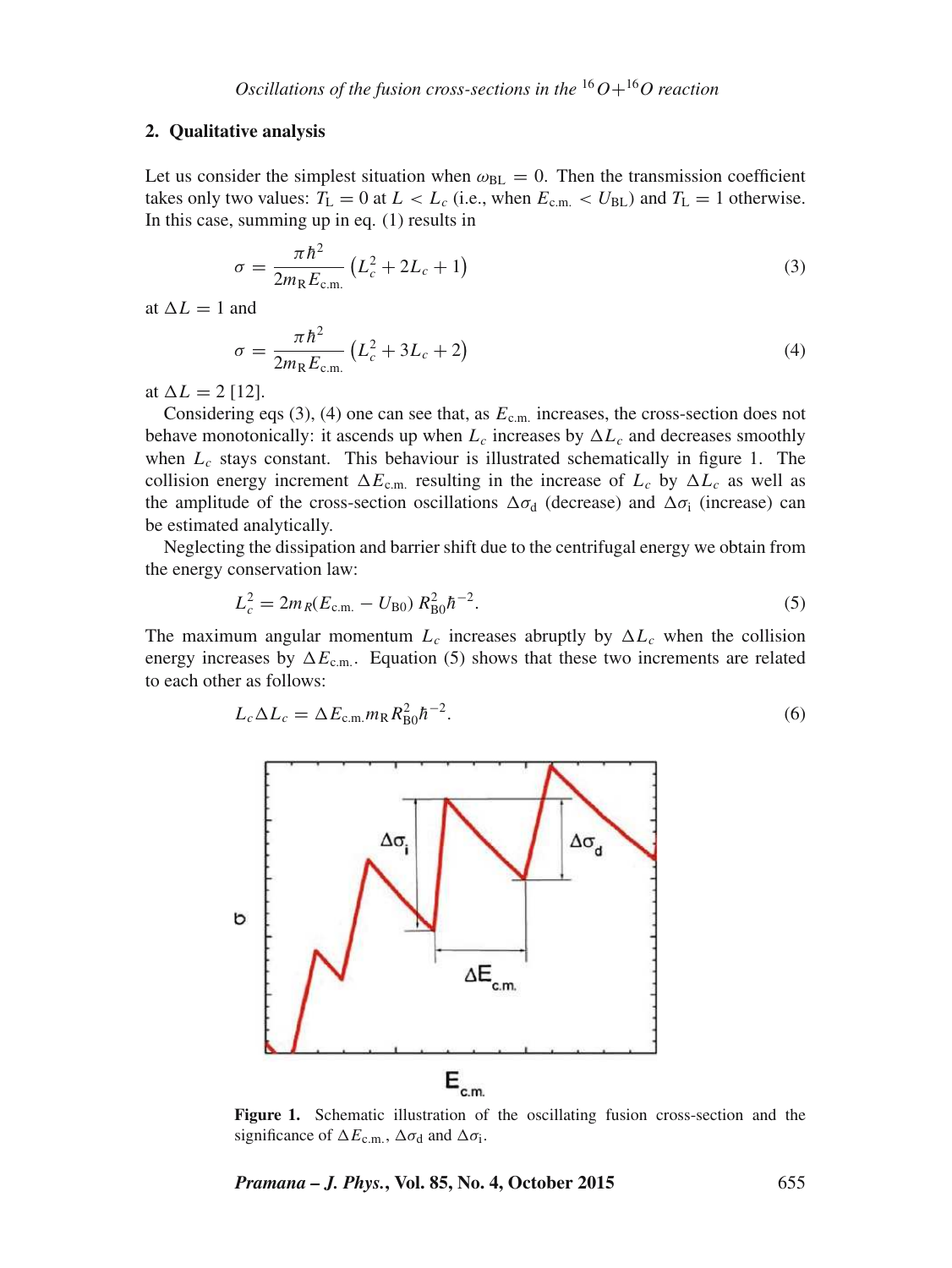## 2. Qualitative analysis

Let us consider the simplest situation when $\omega_{\mathrm{BL}} = 0$. Then the transmission coefficient takes only two values: $T_{\mathrm{L}} = 0$ at $L < L_c$ (i.e., when $E_{\mathrm{c.m.}} < U_{\mathrm{BL}}$) and $T_{\mathrm{L}} = 1$ otherwise. In this case, summing up in eq. (1) results in

$$\sigma = \frac{\pi \hbar^2}{2 m_{\mathrm{R}} E_{\mathrm{c.m.}}} \left( L_c^2 + 2L_c + 1 \right) \tag{3}$$

at $\Delta L = 1$ and

$$\sigma = \frac{\pi \hbar^2}{2 m_{\mathrm{R}} E_{\mathrm{c.m.}}} \left( L_c^2 + 3L_c + 2 \right) \tag{4}$$

at $\Delta L = 2$ [12].

Considering eqs (3), (4) one can see that, as $E_{\mathrm{c.m.}}$ increases, the cross-section does not behave monotonically: it ascends up when $L_c$ increases by $\Delta L_c$ and decreases smoothly when $L_c$ stays constant. This behaviour is illustrated schematically in figure 1. The collision energy increment $\Delta E_{\mathrm{c.m.}}$ resulting in the increase of $L_c$ by $\Delta L_c$ as well as the amplitude of the cross-section oscillations $\Delta \sigma_{\mathrm{d}}$ (decrease) and $\Delta \sigma_{\mathrm{i}}$ (increase) can be estimated analytically.

Neglecting the dissipation and barrier shift due to the centrifugal energy we obtain from the energy conservation law:

$$L_c^2 = 2 m_R (E_{\mathrm{c.m.}} - U_{\mathrm{B0}})\, R_{\mathrm{B0}}^2 \hbar^{-2}. \tag{5}$$

The maximum angular momentum $L_c$ increases abruptly by $\Delta L_c$ when the collision energy increases by $\Delta E_{\mathrm{c.m.}}$. Equation (5) shows that these two increments are related to each other as follows:

$$L_c \Delta L_c = \Delta E_{\mathrm{c.m.}} m_{\mathrm{R}} R_{\mathrm{B0}}^2 \hbar^{-2}. \tag{6}$$

**Figure 1.** Schematic illustration of the oscillating fusion cross-section and the significance of $\Delta E_{\mathrm{c.m.}}$, $\Delta \sigma_{\mathrm{d}}$ and $\Delta \sigma_{\mathrm{i}}$.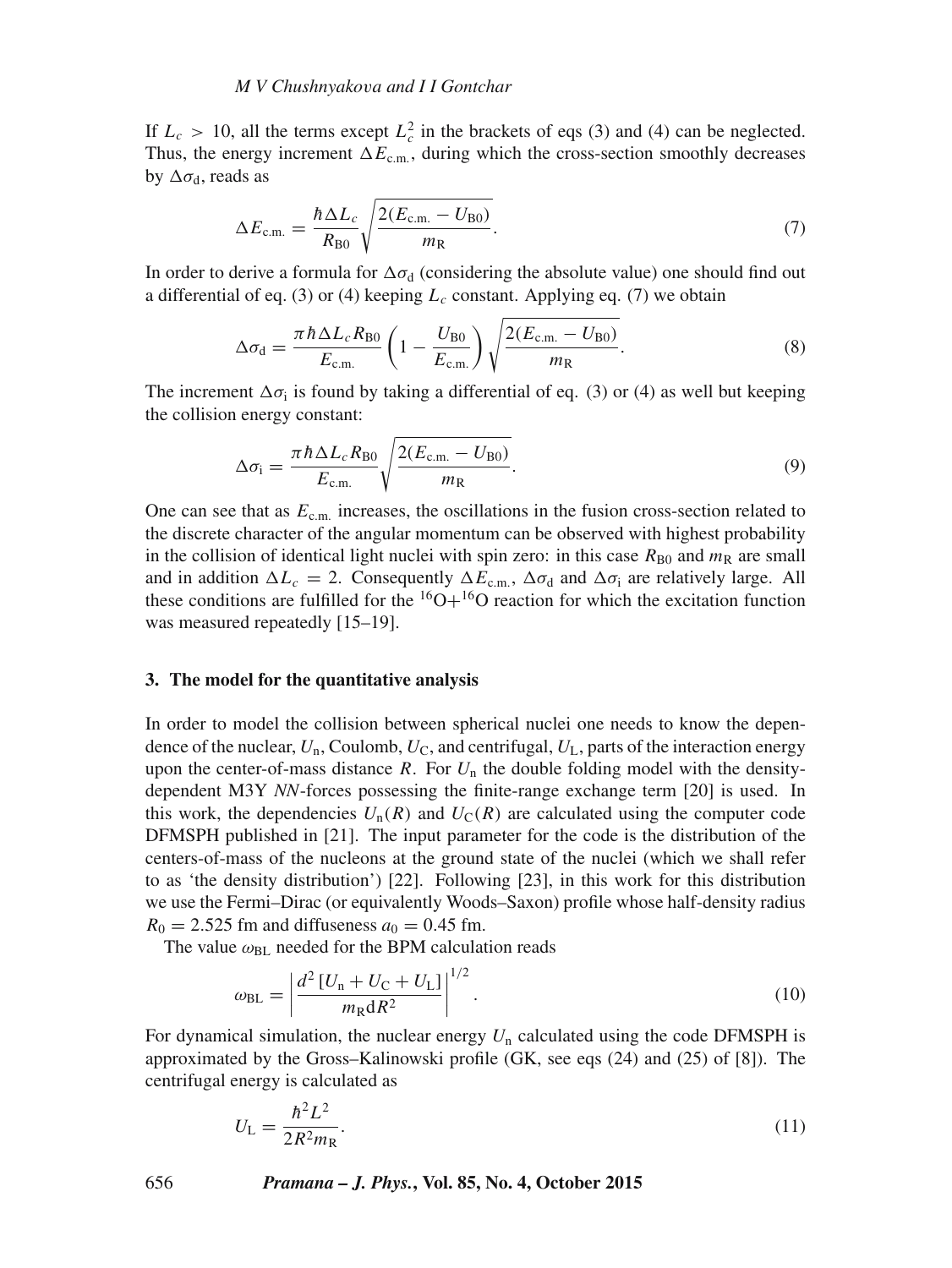If $L_c > 10$, all the terms except $L_c^2$ in the brackets of eqs (3) and (4) can be neglected. Thus, the energy increment $\Delta E_{\text{c.m.}}$, during which the cross-section smoothly decreases by $\Delta\sigma_{\text{d}}$, reads as

$$\Delta E_{\text{c.m.}} = \frac{\hbar \Delta L_c}{R_{\text{B0}}} \sqrt{\frac{2(E_{\text{c.m.}} - U_{\text{B0}})}{m_{\text{R}}}}. \tag{7}$$

In order to derive a formula for $\Delta\sigma_{\text{d}}$ (considering the absolute value) one should find out a differential of eq. (3) or (4) keeping $L_c$ constant. Applying eq. (7) we obtain

$$\Delta\sigma_{\text{d}} = \frac{\pi \hbar \Delta L_c R_{\text{B0}}}{E_{\text{c.m.}}} \left(1 - \frac{U_{\text{B0}}}{E_{\text{c.m.}}}\right) \sqrt{\frac{2(E_{\text{c.m.}} - U_{\text{B0}})}{m_{\text{R}}}}. \tag{8}$$

The increment $\Delta\sigma_{\text{i}}$ is found by taking a differential of eq. (3) or (4) as well but keeping the collision energy constant:

$$\Delta\sigma_{\text{i}} = \frac{\pi \hbar \Delta L_c R_{\text{B0}}}{E_{\text{c.m.}}} \sqrt{\frac{2(E_{\text{c.m.}} - U_{\text{B0}})}{m_{\text{R}}}}. \tag{9}$$

One can see that as $E_{\text{c.m.}}$ increases, the oscillations in the fusion cross-section related to the discrete character of the angular momentum can be observed with highest probability in the collision of identical light nuclei with spin zero: in this case $R_{\text{B0}}$ and $m_{\text{R}}$ are small and in addition $\Delta L_c = 2$. Consequently $\Delta E_{\text{c.m.}}$, $\Delta\sigma_{\text{d}}$ and $\Delta\sigma_{\text{i}}$ are relatively large. All these conditions are fulfilled for the $^{16}\text{O}+^{16}\text{O}$ reaction for which the excitation function was measured repeatedly [15–19].

### 3. The model for the quantitative analysis

In order to model the collision between spherical nuclei one needs to know the dependence of the nuclear, $U_{\text{n}}$, Coulomb, $U_{\text{C}}$, and centrifugal, $U_{\text{L}}$, parts of the interaction energy upon the center-of-mass distance $R$. For $U_{\text{n}}$ the double folding model with the density-dependent M3Y *NN*-forces possessing the finite-range exchange term [20] is used. In this work, the dependencies $U_{\text{n}}(R)$ and $U_{\text{C}}(R)$ are calculated using the computer code DFMSPH published in [21]. The input parameter for the code is the distribution of the centers-of-mass of the nucleons at the ground state of the nuclei (which we shall refer to as 'the density distribution') [22]. Following [23], in this work for this distribution we use the Fermi–Dirac (or equivalently Woods–Saxon) profile whose half-density radius $R_0 = 2.525$ fm and diffuseness $a_0 = 0.45$ fm.

The value $\omega_{\text{BL}}$ needed for the BPM calculation reads

$$\omega_{\text{BL}} = \left| \frac{d^2\left[U_{\text{n}} + U_{\text{C}} + U_{\text{L}}\right]}{m_{\text{R}} \text{d}R^2} \right|^{1/2}. \tag{10}$$

For dynamical simulation, the nuclear energy $U_{\text{n}}$ calculated using the code DFMSPH is approximated by the Gross–Kalinowski profile (GK, see eqs (24) and (25) of [8]). The centrifugal energy is calculated as

$$U_{\text{L}} = \frac{\hbar^2 L^2}{2R^2 m_{\text{R}}}. \tag{11}$$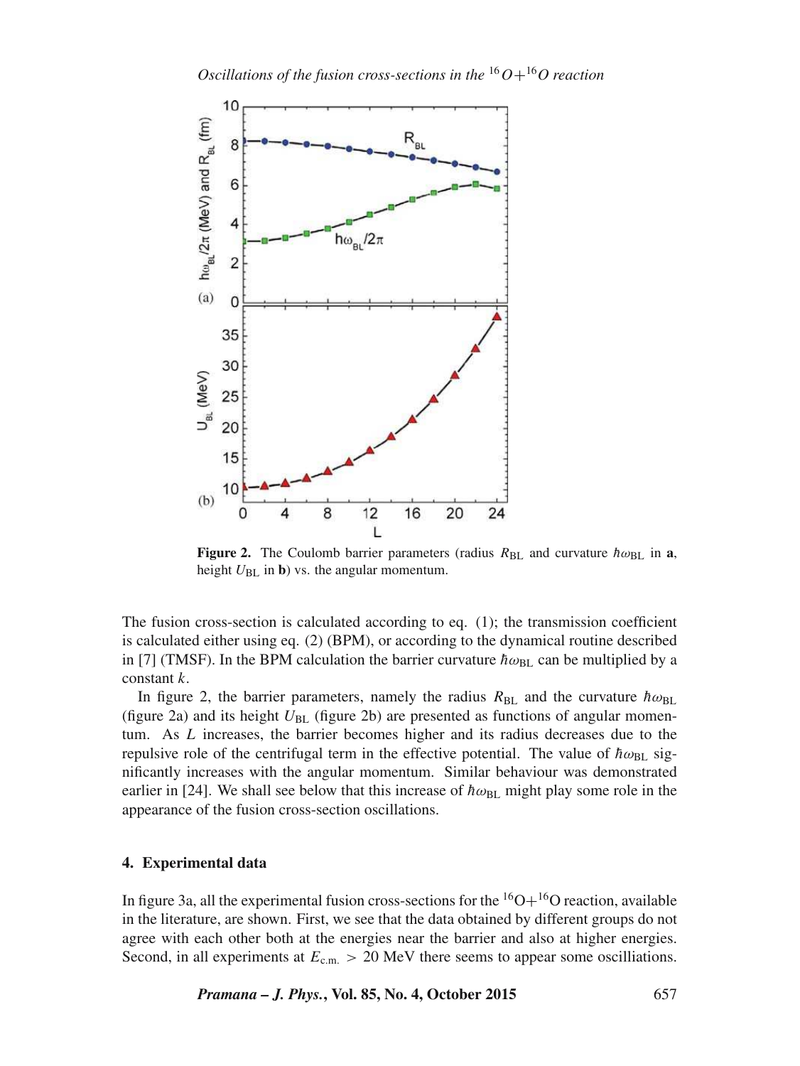**Figure 2.** The Coulomb barrier parameters (radius $R_{BL}$ and curvature $\hbar\omega_{BL}$ in **a**, height $U_{BL}$ in **b**) vs. the angular momentum.

The fusion cross-section is calculated according to eq. (1); the transmission coefficient is calculated either using eq. (2) (BPM), or according to the dynamical routine described in [7] (TMSF). In the BPM calculation the barrier curvature $\hbar\omega_{BL}$ can be multiplied by a constant $k$.

In figure 2, the barrier parameters, namely the radius $R_{BL}$ and the curvature $\hbar\omega_{BL}$ (figure 2a) and its height $U_{BL}$ (figure 2b) are presented as functions of angular momentum. As $L$ increases, the barrier becomes higher and its radius decreases due to the repulsive role of the centrifugal term in the effective potential. The value of $\hbar\omega_{BL}$ significantly increases with the angular momentum. Similar behaviour was demonstrated earlier in [24]. We shall see below that this increase of $\hbar\omega_{BL}$ might play some role in the appearance of the fusion cross-section oscillations.

## 4. Experimental data

In figure 3a, all the experimental fusion cross-sections for the $^{16}O+^{16}O$ reaction, available in the literature, are shown. First, we see that the data obtained by different groups do not agree with each other both at the energies near the barrier and also at higher energies. Second, in all experiments at $E_{c.m.} > 20$ MeV there seems to appear some oscilliations.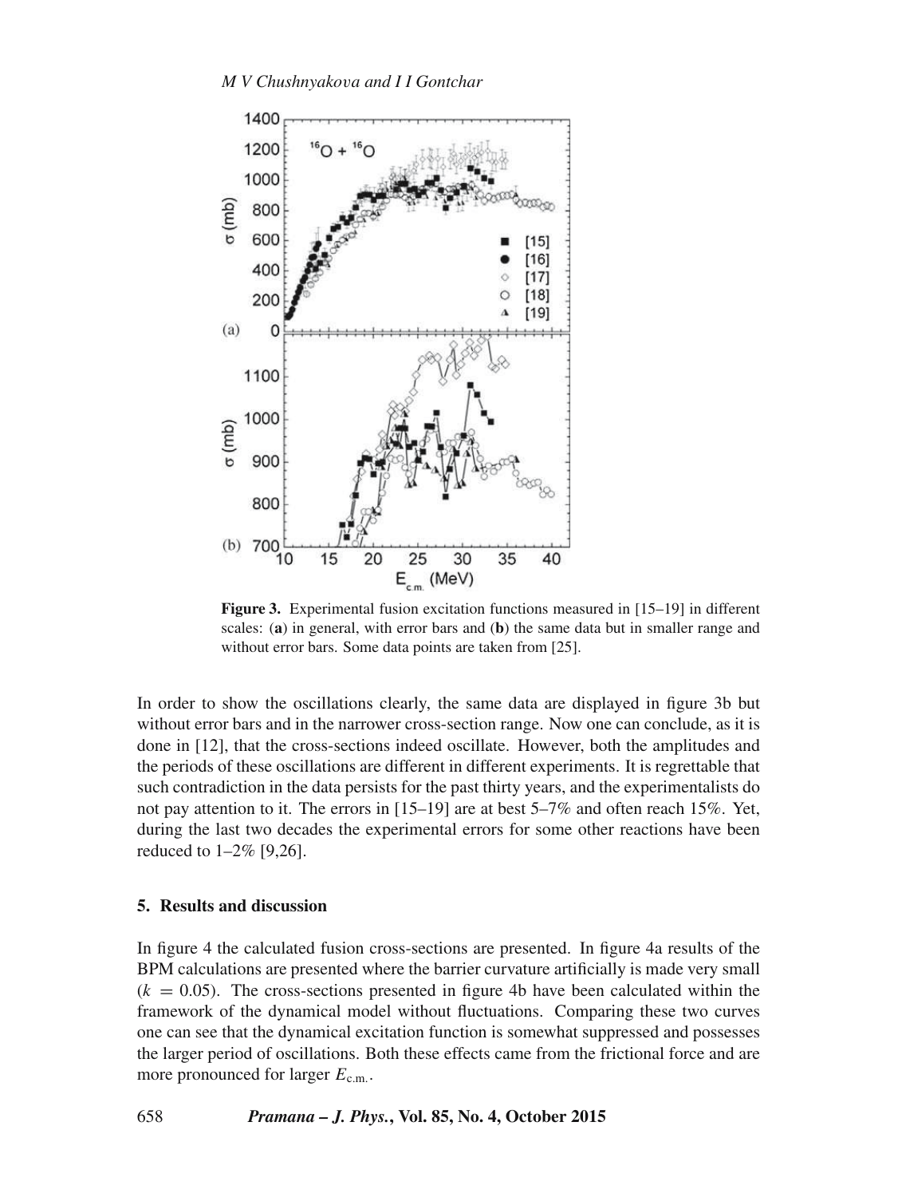**Figure 3.** Experimental fusion excitation functions measured in [15–19] in different scales: (**a**) in general, with error bars and (**b**) the same data but in smaller range and without error bars. Some data points are taken from [25].

In order to show the oscillations clearly, the same data are displayed in figure 3b but without error bars and in the narrower cross-section range. Now one can conclude, as it is done in [12], that the cross-sections indeed oscillate. However, both the amplitudes and the periods of these oscillations are different in different experiments. It is regrettable that such contradiction in the data persists for the past thirty years, and the experimentalists do not pay attention to it. The errors in [15–19] are at best 5–7% and often reach 15%. Yet, during the last two decades the experimental errors for some other reactions have been reduced to 1–2% [9,26].

### 5. Results and discussion

In figure 4 the calculated fusion cross-sections are presented. In figure 4a results of the BPM calculations are presented where the barrier curvature artificially is made very small ($k = 0.05$). The cross-sections presented in figure 4b have been calculated within the framework of the dynamical model without fluctuations. Comparing these two curves one can see that the dynamical excitation function is somewhat suppressed and possesses the larger period of oscillations. Both these effects came from the frictional force and are more pronounced for larger $E_{\mathrm{c.m.}}$.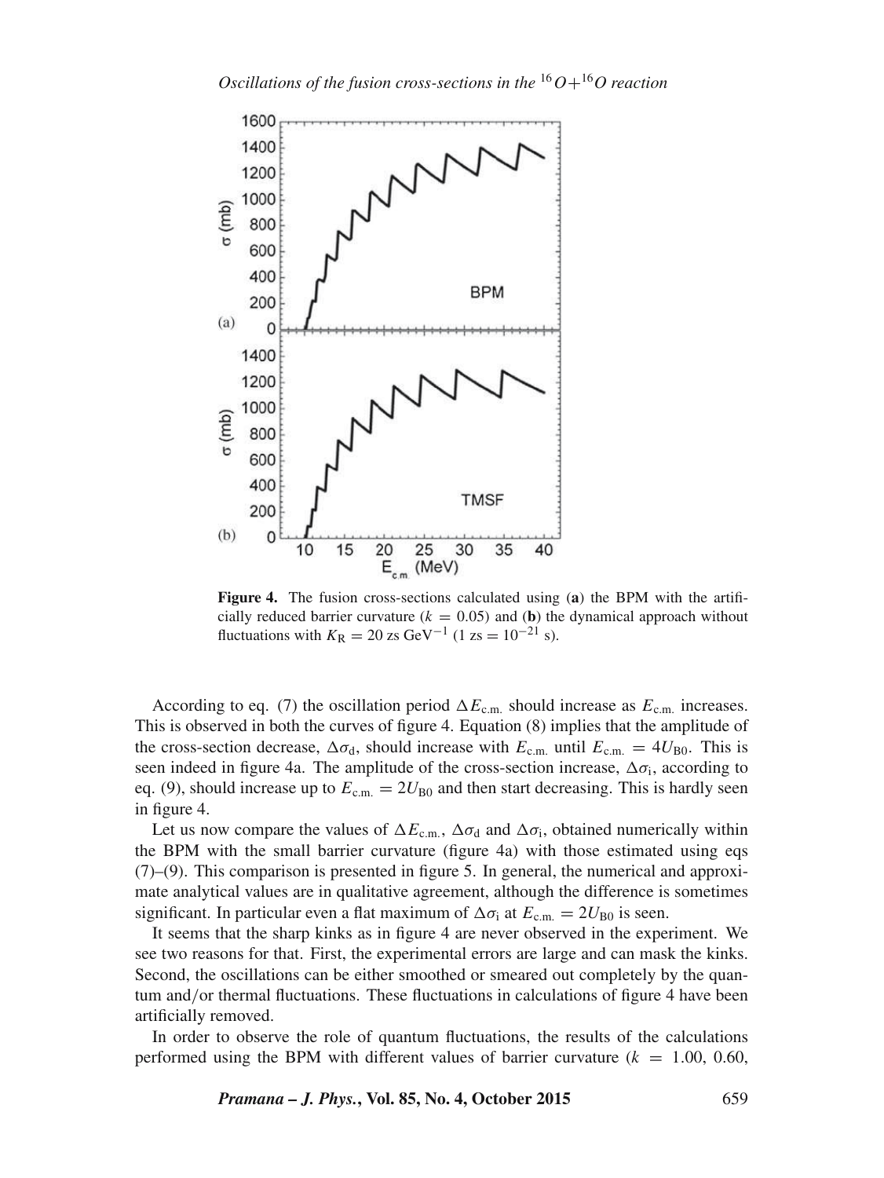**Figure 4.** The fusion cross-sections calculated using (**a**) the BPM with the artificially reduced barrier curvature ($k = 0.05$) and (**b**) the dynamical approach without fluctuations with $K_R = 20$ zs GeV$^{-1}$ (1 zs $= 10^{-21}$ s).

According to eq. (7) the oscillation period $\Delta E_{c.m.}$ should increase as $E_{c.m.}$ increases. This is observed in both the curves of figure 4. Equation (8) implies that the amplitude of the cross-section decrease, $\Delta\sigma_d$, should increase with $E_{c.m.}$ until $E_{c.m.} = 4U_{B0}$. This is seen indeed in figure 4a. The amplitude of the cross-section increase, $\Delta\sigma_i$, according to eq. (9), should increase up to $E_{c.m.} = 2U_{B0}$ and then start decreasing. This is hardly seen in figure 4.

Let us now compare the values of $\Delta E_{c.m.}$, $\Delta\sigma_d$ and $\Delta\sigma_i$, obtained numerically within the BPM with the small barrier curvature (figure 4a) with those estimated using eqs (7)–(9). This comparison is presented in figure 5. In general, the numerical and approximate analytical values are in qualitative agreement, although the difference is sometimes significant. In particular even a flat maximum of $\Delta\sigma_i$ at $E_{c.m.} = 2U_{B0}$ is seen.

It seems that the sharp kinks as in figure 4 are never observed in the experiment. We see two reasons for that. First, the experimental errors are large and can mask the kinks. Second, the oscillations can be either smoothed or smeared out completely by the quantum and/or thermal fluctuations. These fluctuations in calculations of figure 4 have been artificially removed.

In order to observe the role of quantum fluctuations, the results of the calculations performed using the BPM with different values of barrier curvature ($k = 1.00$, 0.60,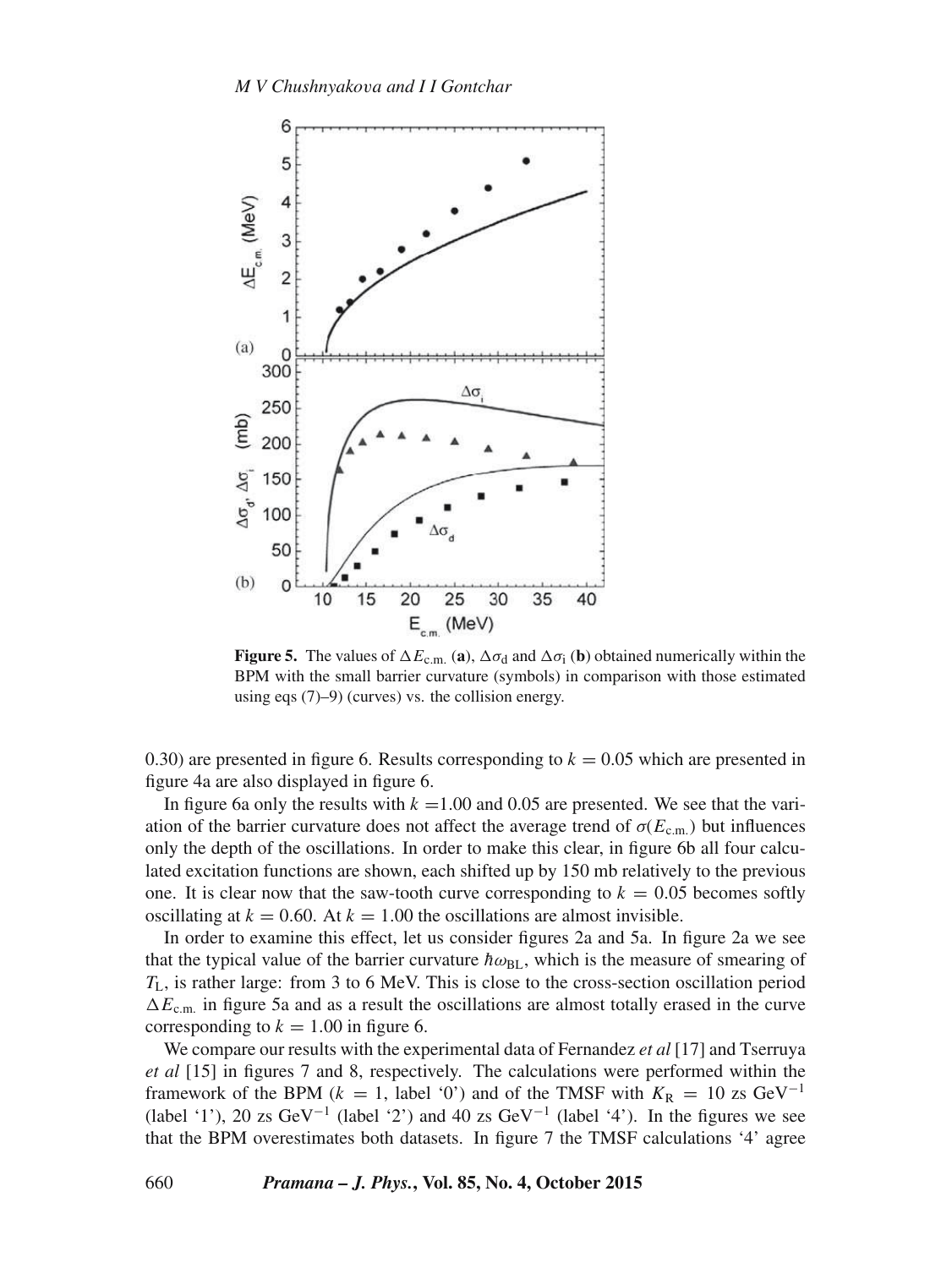**Figure 5.** The values of $\Delta E_{\mathrm{c.m.}}$ (**a**), $\Delta\sigma_{\mathrm{d}}$ and $\Delta\sigma_{\mathrm{i}}$ (**b**) obtained numerically within the BPM with the small barrier curvature (symbols) in comparison with those estimated using eqs (7)–9) (curves) vs. the collision energy.

0.30) are presented in figure 6. Results corresponding to $k = 0.05$ which are presented in figure 4a are also displayed in figure 6.

In figure 6a only the results with $k = 1.00$ and 0.05 are presented. We see that the variation of the barrier curvature does not affect the average trend of $\sigma(E_{\mathrm{c.m.}})$ but influences only the depth of the oscillations. In order to make this clear, in figure 6b all four calculated excitation functions are shown, each shifted up by 150 mb relatively to the previous one. It is clear now that the saw-tooth curve corresponding to $k = 0.05$ becomes softly oscillating at $k = 0.60$. At $k = 1.00$ the oscillations are almost invisible.

In order to examine this effect, let us consider figures 2a and 5a. In figure 2a we see that the typical value of the barrier curvature $\hbar\omega_{\mathrm{BL}}$, which is the measure of smearing of $T_{\mathrm{L}}$, is rather large: from 3 to 6 MeV. This is close to the cross-section oscillation period $\Delta E_{\mathrm{c.m.}}$ in figure 5a and as a result the oscillations are almost totally erased in the curve corresponding to $k = 1.00$ in figure 6.

We compare our results with the experimental data of Fernandez *et al* [17] and Tserruya *et al* [15] in figures 7 and 8, respectively. The calculations were performed within the framework of the BPM ($k = 1$, label '0') and of the TMSF with $K_{\mathrm{R}} = 10$ zs $\mathrm{GeV}^{-1}$ (label '1'), 20 zs $\mathrm{GeV}^{-1}$ (label '2') and 40 zs $\mathrm{GeV}^{-1}$ (label '4'). In the figures we see that the BPM overestimates both datasets. In figure 7 the TMSF calculations '4' agree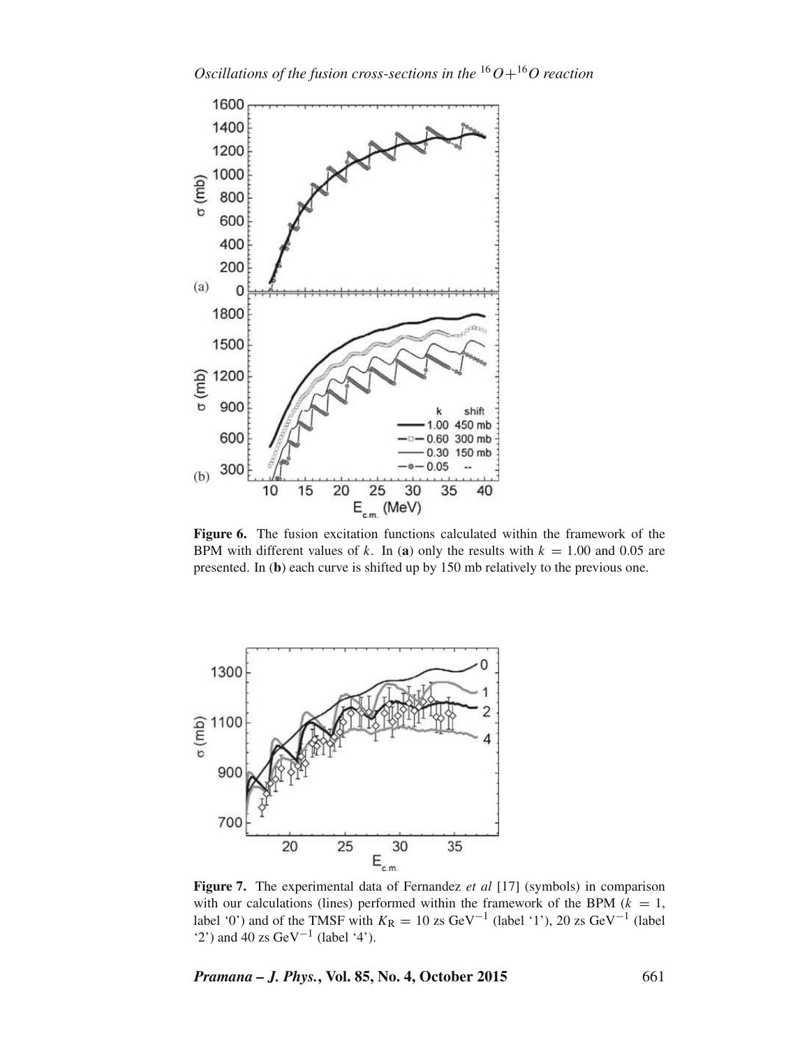**Figure 6.** The fusion excitation functions calculated within the framework of the BPM with different values of $k$. In (**a**) only the results with $k = 1.00$ and 0.05 are presented. In (**b**) each curve is shifted up by 150 mb relatively to the previous one.

**Figure 7.** The experimental data of Fernandez *et al* [17] (symbols) in comparison with our calculations (lines) performed within the framework of the BPM ($k = 1$, label '0') and of the TMSF with $K_R = 10$ zs GeV$^{-1}$ (label '1'), 20 zs GeV$^{-1}$ (label '2') and 40 zs GeV$^{-1}$ (label '4').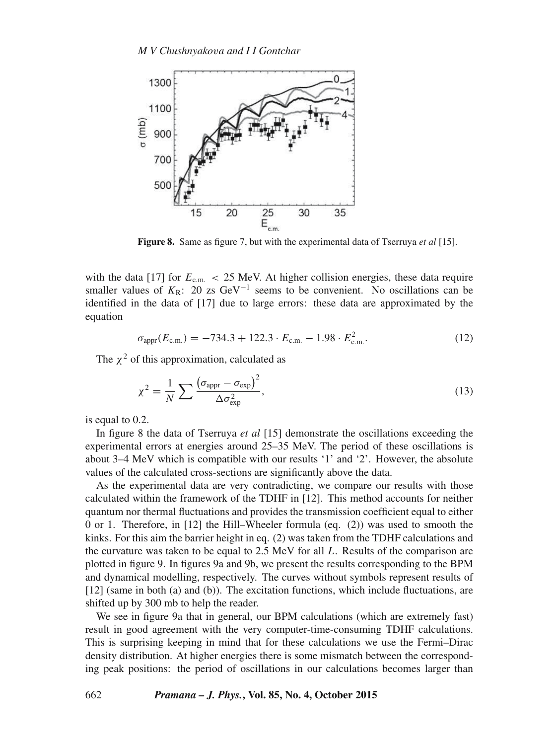**Figure 8.** Same as figure 7, but with the experimental data of Tserruya *et al* [15].

with the data [17] for $E_{\text{c.m.}} < 25$ MeV. At higher collision energies, these data require smaller values of $K_{\text{R}}$: 20 zs GeV$^{-1}$ seems to be convenient. No oscillations can be identified in the data of [17] due to large errors: these data are approximated by the equation

$$\sigma_{\text{appr}}(E_{\text{c.m.}}) = -734.3 + 122.3 \cdot E_{\text{c.m.}} - 1.98 \cdot E_{\text{c.m.}}^2. \tag{12}$$

The $\chi^2$ of this approximation, calculated as

$$\chi^2 = \frac{1}{N} \sum \frac{\left(\sigma_{\text{appr}} - \sigma_{\text{exp}}\right)^2}{\Delta\sigma_{\text{exp}}^2}, \tag{13}$$

is equal to 0.2.

In figure 8 the data of Tserruya *et al* [15] demonstrate the oscillations exceeding the experimental errors at energies around 25–35 MeV. The period of these oscillations is about 3–4 MeV which is compatible with our results '1' and '2'. However, the absolute values of the calculated cross-sections are significantly above the data.

As the experimental data are very contradicting, we compare our results with those calculated within the framework of the TDHF in [12]. This method accounts for neither quantum nor thermal fluctuations and provides the transmission coefficient equal to either 0 or 1. Therefore, in [12] the Hill–Wheeler formula (eq. (2)) was used to smooth the kinks. For this aim the barrier height in eq. (2) was taken from the TDHF calculations and the curvature was taken to be equal to 2.5 MeV for all $L$. Results of the comparison are plotted in figure 9. In figures 9a and 9b, we present the results corresponding to the BPM and dynamical modelling, respectively. The curves without symbols represent results of [12] (same in both (a) and (b)). The excitation functions, which include fluctuations, are shifted up by 300 mb to help the reader.

We see in figure 9a that in general, our BPM calculations (which are extremely fast) result in good agreement with the very computer-time-consuming TDHF calculations. This is surprising keeping in mind that for these calculations we use the Fermi–Dirac density distribution. At higher energies there is some mismatch between the corresponding peak positions: the period of oscillations in our calculations becomes larger than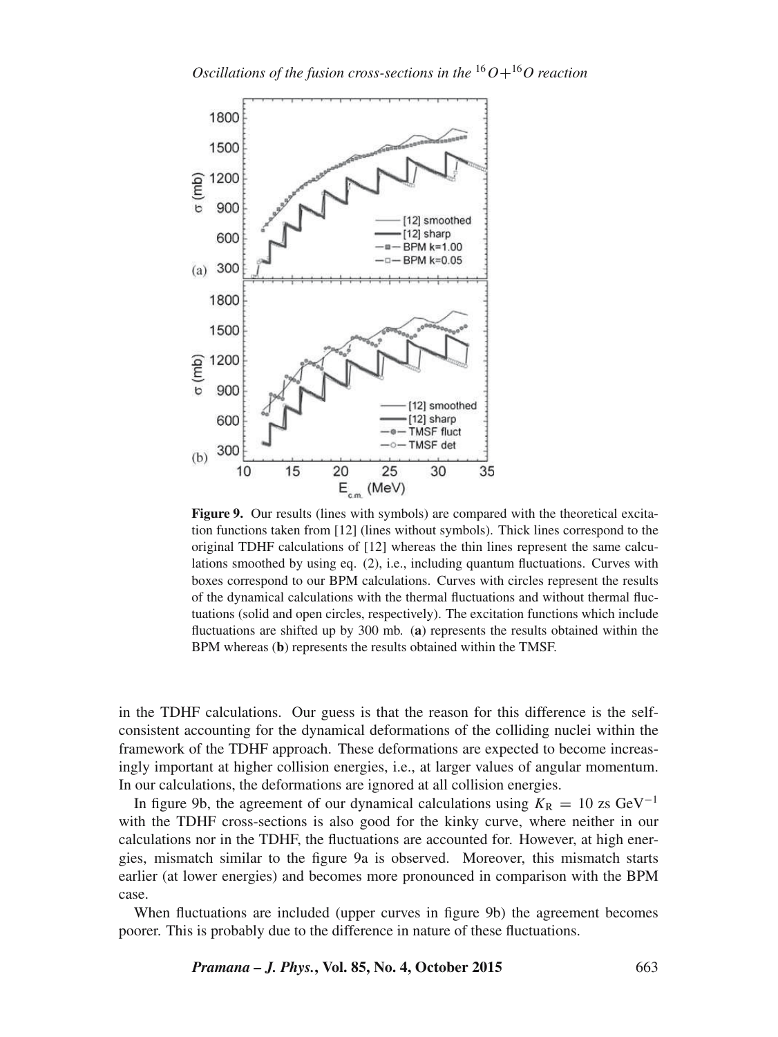**Figure 9.** Our results (lines with symbols) are compared with the theoretical excitation functions taken from [12] (lines without symbols). Thick lines correspond to the original TDHF calculations of [12] whereas the thin lines represent the same calculations smoothed by using eq. (2), i.e., including quantum fluctuations. Curves with boxes correspond to our BPM calculations. Curves with circles represent the results of the dynamical calculations with the thermal fluctuations and without thermal fluctuations (solid and open circles, respectively). The excitation functions which include fluctuations are shifted up by 300 mb. (**a**) represents the results obtained within the BPM whereas (**b**) represents the results obtained within the TMSF.

in the TDHF calculations. Our guess is that the reason for this difference is the self-consistent accounting for the dynamical deformations of the colliding nuclei within the framework of the TDHF approach. These deformations are expected to become increasingly important at higher collision energies, i.e., at larger values of angular momentum. In our calculations, the deformations are ignored at all collision energies.

In figure 9b, the agreement of our dynamical calculations using $K_R = 10$ zs GeV$^{-1}$ with the TDHF cross-sections is also good for the kinky curve, where neither in our calculations nor in the TDHF, the fluctuations are accounted for. However, at high energies, mismatch similar to the figure 9a is observed. Moreover, this mismatch starts earlier (at lower energies) and becomes more pronounced in comparison with the BPM case.

When fluctuations are included (upper curves in figure 9b) the agreement becomes poorer. This is probably due to the difference in nature of these fluctuations.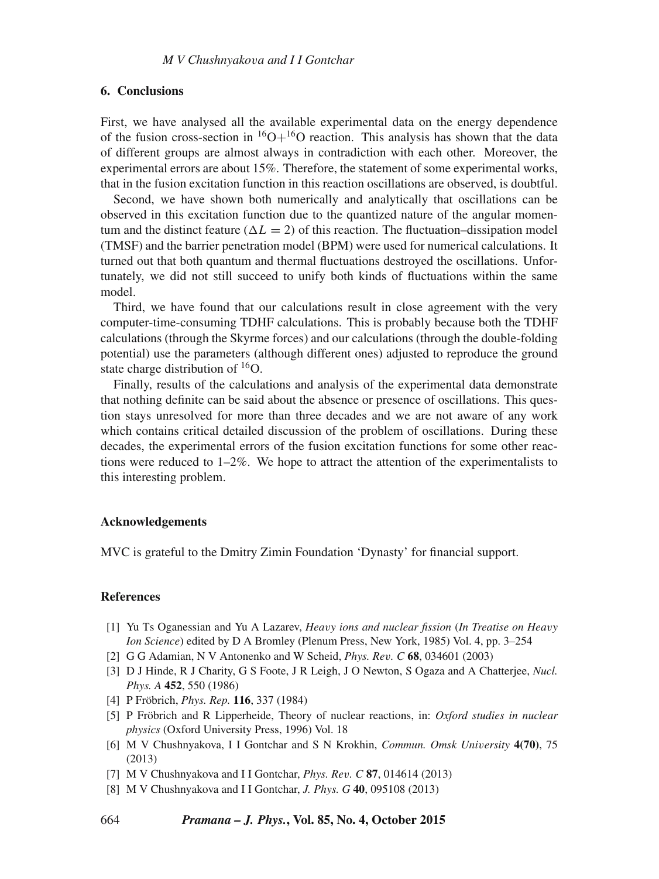## 6. Conclusions

First, we have analysed all the available experimental data on the energy dependence of the fusion cross-section in $^{16}O+^{16}O$ reaction. This analysis has shown that the data of different groups are almost always in contradiction with each other. Moreover, the experimental errors are about 15%. Therefore, the statement of some experimental works, that in the fusion excitation function in this reaction oscillations are observed, is doubtful.

Second, we have shown both numerically and analytically that oscillations can be observed in this excitation function due to the quantized nature of the angular momentum and the distinct feature ($\Delta L = 2$) of this reaction. The fluctuation–dissipation model (TMSF) and the barrier penetration model (BPM) were used for numerical calculations. It turned out that both quantum and thermal fluctuations destroyed the oscillations. Unfortunately, we did not still succeed to unify both kinds of fluctuations within the same model.

Third, we have found that our calculations result in close agreement with the very computer-time-consuming TDHF calculations. This is probably because both the TDHF calculations (through the Skyrme forces) and our calculations (through the double-folding potential) use the parameters (although different ones) adjusted to reproduce the ground state charge distribution of $^{16}O$.

Finally, results of the calculations and analysis of the experimental data demonstrate that nothing definite can be said about the absence or presence of oscillations. This question stays unresolved for more than three decades and we are not aware of any work which contains critical detailed discussion of the problem of oscillations. During these decades, the experimental errors of the fusion excitation functions for some other reactions were reduced to 1–2%. We hope to attract the attention of the experimentalists to this interesting problem.

## Acknowledgements

MVC is grateful to the Dmitry Zimin Foundation 'Dynasty' for financial support.

## References

[1] Yu Ts Oganessian and Yu A Lazarev, *Heavy ions and nuclear fission* (*In Treatise on Heavy Ion Science*) edited by D A Bromley (Plenum Press, New York, 1985) Vol. 4, pp. 3–254

[2] G G Adamian, N V Antonenko and W Scheid, *Phys. Rev. C* **68**, 034601 (2003)

[3] D J Hinde, R J Charity, G S Foote, J R Leigh, J O Newton, S Ogaza and A Chatterjee, *Nucl. Phys. A* **452**, 550 (1986)

[4] P Fröbrich, *Phys. Rep.* **116**, 337 (1984)

[5] P Fröbrich and R Lipperheide, Theory of nuclear reactions, in: *Oxford studies in nuclear physics* (Oxford University Press, 1996) Vol. 18

[6] M V Chushnyakova, I I Gontchar and S N Krokhin, *Commun. Omsk University* **4(70)**, 75 (2013)

[7] M V Chushnyakova and I I Gontchar, *Phys. Rev. C* **87**, 014614 (2013)

[8] M V Chushnyakova and I I Gontchar, *J. Phys. G* **40**, 095108 (2013)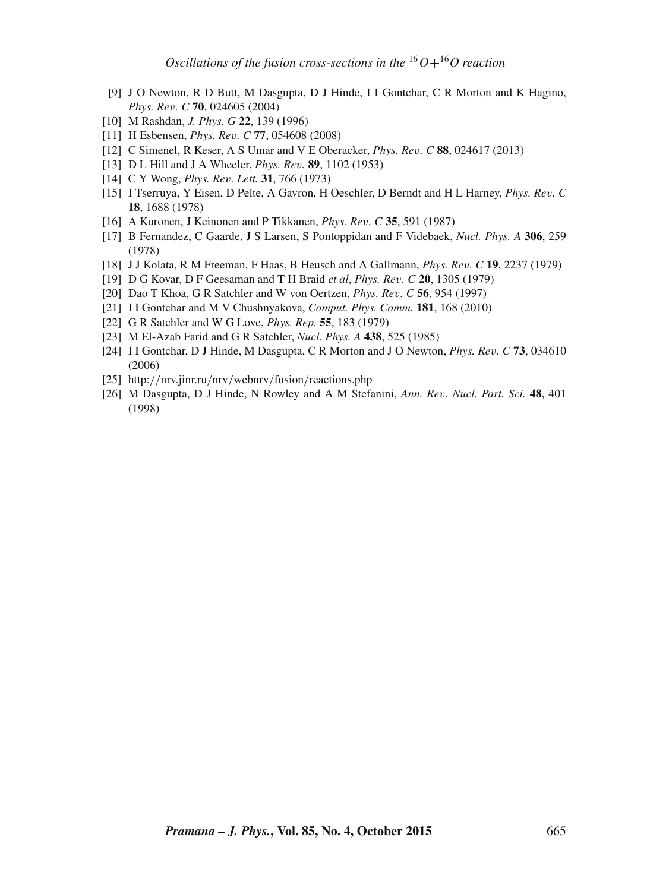[9] J O Newton, R D Butt, M Dasgupta, D J Hinde, I I Gontchar, C R Morton and K Hagino, *Phys. Rev. C* **70**, 024605 (2004)

[10] M Rashdan, *J. Phys. G* **22**, 139 (1996)

[11] H Esbensen, *Phys. Rev. C* **77**, 054608 (2008)

[12] C Simenel, R Keser, A S Umar and V E Oberacker, *Phys. Rev. C* **88**, 024617 (2013)

[13] D L Hill and J A Wheeler, *Phys. Rev.* **89**, 1102 (1953)

[14] C Y Wong, *Phys. Rev. Lett.* **31**, 766 (1973)

[15] I Tserruya, Y Eisen, D Pelte, A Gavron, H Oeschler, D Berndt and H L Harney, *Phys. Rev. C* **18**, 1688 (1978)

[16] A Kuronen, J Keinonen and P Tikkanen, *Phys. Rev. C* **35**, 591 (1987)

[17] B Fernandez, C Gaarde, J S Larsen, S Pontoppidan and F Videbaek, *Nucl. Phys. A* **306**, 259 (1978)

[18] J J Kolata, R M Freeman, F Haas, B Heusch and A Gallmann, *Phys. Rev. C* **19**, 2237 (1979)

[19] D G Kovar, D F Geesaman and T H Braid *et al*, *Phys. Rev. C* **20**, 1305 (1979)

[20] Dao T Khoa, G R Satchler and W von Oertzen, *Phys. Rev. C* **56**, 954 (1997)

[21] I I Gontchar and M V Chushnyakova, *Comput. Phys. Comm.* **181**, 168 (2010)

[22] G R Satchler and W G Love, *Phys. Rep.* **55**, 183 (1979)

[23] M El-Azab Farid and G R Satchler, *Nucl. Phys. A* **438**, 525 (1985)

[24] I I Gontchar, D J Hinde, M Dasgupta, C R Morton and J O Newton, *Phys. Rev. C* **73**, 034610 (2006)

[25] http://nrv.jinr.ru/nrv/webnrv/fusion/reactions.php

[26] M Dasgupta, D J Hinde, N Rowley and A M Stefanini, *Ann. Rev. Nucl. Part. Sci.* **48**, 401 (1998)